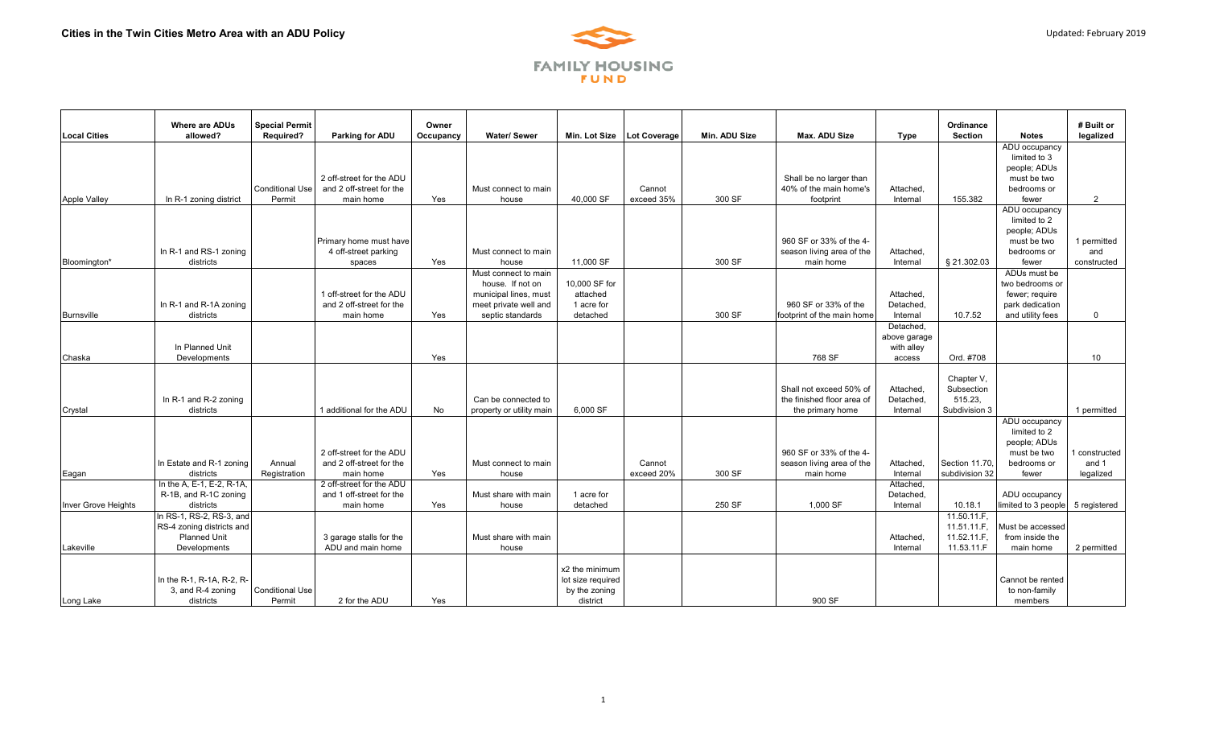# Cities in the Twin Cities Metro Area with an ADU Policy

Updated: February 2019

FAMILY HOUSING FUND

| Local Cities | Where are ADUs allowed? | Special Permit Required? | Parking for ADU | Owner Occupancy | Water/ Sewer | Min. Lot Size | Lot Coverage | Min. ADU Size | Max. ADU Size | Type | Ordinance Section | Notes | # Built or legalized |
|---|---|---|---|---|---|---|---|---|---|---|---|---|---|
| Apple Valley | In R-1 zoning district | Conditional Use Permit | 2 off-street for the ADU and 2 off-street for the main home | Yes | Must connect to main house | 40,000 SF | Cannot exceed 35% | 300 SF | Shall be no larger than 40% of the main home's footprint | Attached, Internal | 155.382 | ADU occupancy limited to 3 people; ADUs must be two bedrooms or fewer | 2 |
| Bloomington* | In R-1 and RS-1 zoning districts | | Primary home must have 4 off-street parking spaces | Yes | Must connect to main house | 11,000 SF | | 300 SF | 960 SF or 33% of the 4-season living area of the main home | Attached, Internal | § 21.302.03 | ADU occupancy limited to 2 people; ADUs must be two bedrooms or fewer | 1 permitted and constructed |
| Burnsville | In R-1 and R-1A zoning districts | | 1 off-street for the ADU and 2 off-street for the main home | Yes | Must connect to main house. If not on municipal lines, must meet private well and septic standards | 10,000 SF for attached 1 acre for detached | | 300 SF | 960 SF or 33% of the footprint of the main home | Attached, Detached, Internal | 10.7.52 | ADUs must be two bedrooms or fewer; require park dedication and utility fees | 0 |
| Chaska | In Planned Unit Developments | | | Yes | | | | | 768 SF | Detached, above garage with alley access | Ord. #708 | | 10 |
| Crystal | In R-1 and R-2 zoning districts | | 1 additional for the ADU | No | Can be connected to property or utility main | 6,000 SF | | | Shall not exceed 50% of the finished floor area of the primary home | Attached, Detached, Internal | Chapter V, Subsection 515.23, Subdivision 3 | | 1 permitted |
| Eagan | In Estate and R-1 zoning districts | Annual Registration | 2 off-street for the ADU and 2 off-street for the main home | Yes | Must connect to main house | | Cannot exceed 20% | 300 SF | 960 SF or 33% of the 4-season living area of the main home | Attached, Internal | Section 11.70, subdivision 32 | ADU occupancy limited to 2 people; ADUs must be two bedrooms or fewer | 1 constructed and 1 legalized |
| Inver Grove Heights | In the A, E-1, E-2, R-1A, R-1B, and R-1C zoning districts | | 2 off-street for the ADU and 1 off-street for the main home | Yes | Must share with main house | 1 acre for detached | | 250 SF | 1,000 SF | Attached, Detached, Internal | 10.18.1 | ADU occupancy limited to 3 people | 5 registered |
| Lakeville | In RS-1, RS-2, RS-3, and RS-4 zoning districts and Planned Unit Developments | | 3 garage stalls for the ADU and main home | | Must share with main house | | | | | Attached, Internal | 11.50.11.F, 11.51.11.F, 11.52.11.F, 11.53.11.F | Must be accessed from inside the main home | 2 permitted |
| Long Lake | In the R-1, R-1A, R-2, R-3, and R-4 zoning districts | Conditional Use Permit | 2 for the ADU | Yes | | x2 the minimum lot size required by the zoning district | | | 900 SF | | | Cannot be rented to non-family members | |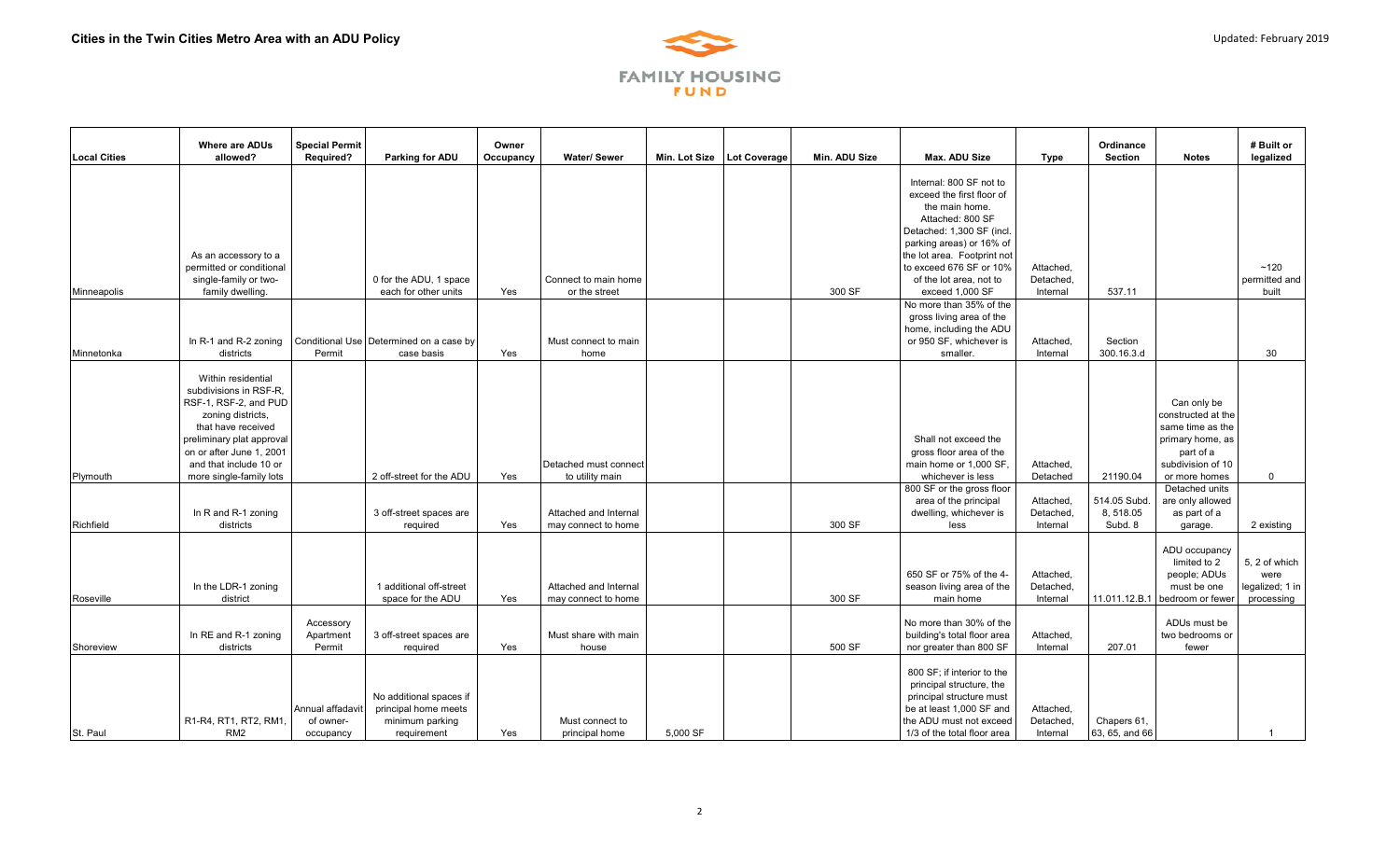# Cities in the Twin Cities Metro Area with an ADU Policy

Updated: February 2019

| Local Cities | Where are ADUs allowed? | Special Permit Required? | Parking for ADU | Owner Occupancy | Water/ Sewer | Min. Lot Size | Lot Coverage | Min. ADU Size | Max. ADU Size | Type | Ordinance Section | Notes | # Built or legalized |
|---|---|---|---|---|---|---|---|---|---|---|---|---|---|
| Minneapolis | As an accessory to a permitted or conditional single-family or two-family dwelling. | | 0 for the ADU, 1 space each for other units | Yes | Connect to main home or the street | | | 300 SF | Internal: 800 SF not to exceed the first floor of the main home. Attached: 800 SF Detached: 1,300 SF (incl. parking areas) or 16% of the lot area. Footprint not to exceed 676 SF or 10% of the lot area, not to exceed 1,000 SF | Attached, Detached, Internal | 537.11 | | ~120 permitted and built |
| Minnetonka | In R-1 and R-2 zoning districts | Conditional Use Permit | Determined on a case by case basis | Yes | Must connect to main home | | | | No more than 35% of the gross living area of the home, including the ADU or 950 SF, whichever is smaller. | Attached, Internal | Section 300.16.3.d | | 30 |
| Plymouth | Within residential subdivisions in RSF-R, RSF-1, RSF-2, and PUD zoning districts, that have received preliminary plat approval on or after June 1, 2001 and that include 10 or more single-family lots | | 2 off-street for the ADU | Yes | Detached must connect to utility main | | | | Shall not exceed the gross floor area of the main home or 1,000 SF, whichever is less | Attached, Detached | 21190.04 | Can only be constructed at the same time as the primary home, as part of a subdivision of 10 or more homes | 0 |
| Richfield | In R and R-1 zoning districts | | 3 off-street spaces are required | Yes | Attached and Internal may connect to home | | | 300 SF | 800 SF or the gross floor area of the principal dwelling, whichever is less | Attached, Detached, Internal | 514.05 Subd. 8, 518.05 Subd. 8 | Detached units are only allowed as part of a garage. | 2 existing |
| Roseville | In the LDR-1 zoning district | | 1 additional off-street space for the ADU | Yes | Attached and Internal may connect to home | | | 300 SF | 650 SF or 75% of the 4-season living area of the main home | Attached, Detached, Internal | 11.011.12.B.1 | ADU occupancy limited to 2 people; ADUs must be one bedroom or fewer | 5, 2 of which were legalized; 1 in processing |
| Shoreview | In RE and R-1 zoning districts | Accessory Apartment Permit | 3 off-street spaces are required | Yes | Must share with main house | | | 500 SF | No more than 30% of the building's total floor area nor greater than 800 SF | Attached, Internal | 207.01 | ADUs must be two bedrooms or fewer | |
| St. Paul | R1-R4, RT1, RT2, RM1, RM2 | Annual affadavit of owner-occupancy | No additional spaces if principal home meets minimum parking requirement | Yes | Must connect to principal home | 5,000 SF | | | 800 SF; if interior to the principal structure, the principal structure must be at least 1,000 SF and the ADU must not exceed 1/3 of the total floor area | Attached, Detached, Internal | Chapers 61, 63, 65, and 66 | | 1 |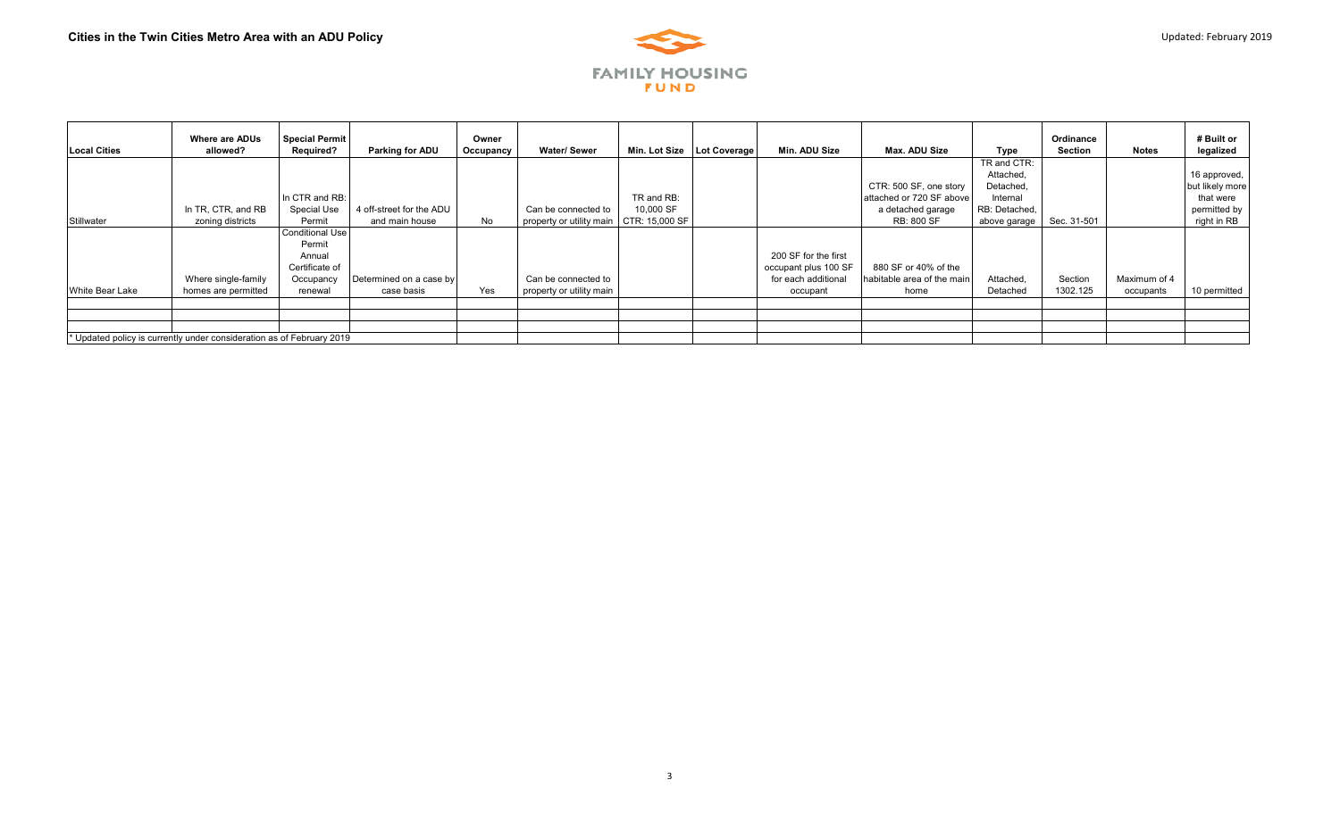**Cities in the Twin Cities Metro Area with an ADU Policy**

FAMILY HOUSING FUND

Updated: February 2019

| Local Cities | Where are ADUs allowed? | Special Permit Required? | Parking for ADU | Owner Occupancy | Water/ Sewer | Min. Lot Size | Lot Coverage | Min. ADU Size | Max. ADU Size | Type | Ordinance Section | Notes | # Built or legalized |
|---|---|---|---|---|---|---|---|---|---|---|---|---|---|
| Stillwater | In TR, CTR, and RB zoning districts | In CTR and RB: Special Use Permit | 4 off-street for the ADU and main house | No | Can be connected to property or utility main | TR and RB: 10,000 SF CTR: 15,000 SF | | | CTR: 500 SF, one story attached or 720 SF above a detached garage RB: 800 SF | TR and CTR: Attached, Detached, Internal RB: Detached, above garage | Sec. 31-501 | | 16 approved, but likely more that were permitted by right in RB |
| White Bear Lake | Where single-family homes are permitted | Conditional Use Permit Annual Certificate of Occupancy renewal | Determined on a case by case basis | Yes | Can be connected to property or utility main | | | 200 SF for the first occupant plus 100 SF for each additional occupant | 880 SF or 40% of the habitable area of the main home | Attached, Detached | Section 1302.125 | Maximum of 4 occupants | 10 permitted |
| | | | | | | | | | | | | | |
| | | | | | | | | | | | | | |
| | | | | | | | | | | | | | |

* Updated policy is currently under consideration as of February 2019